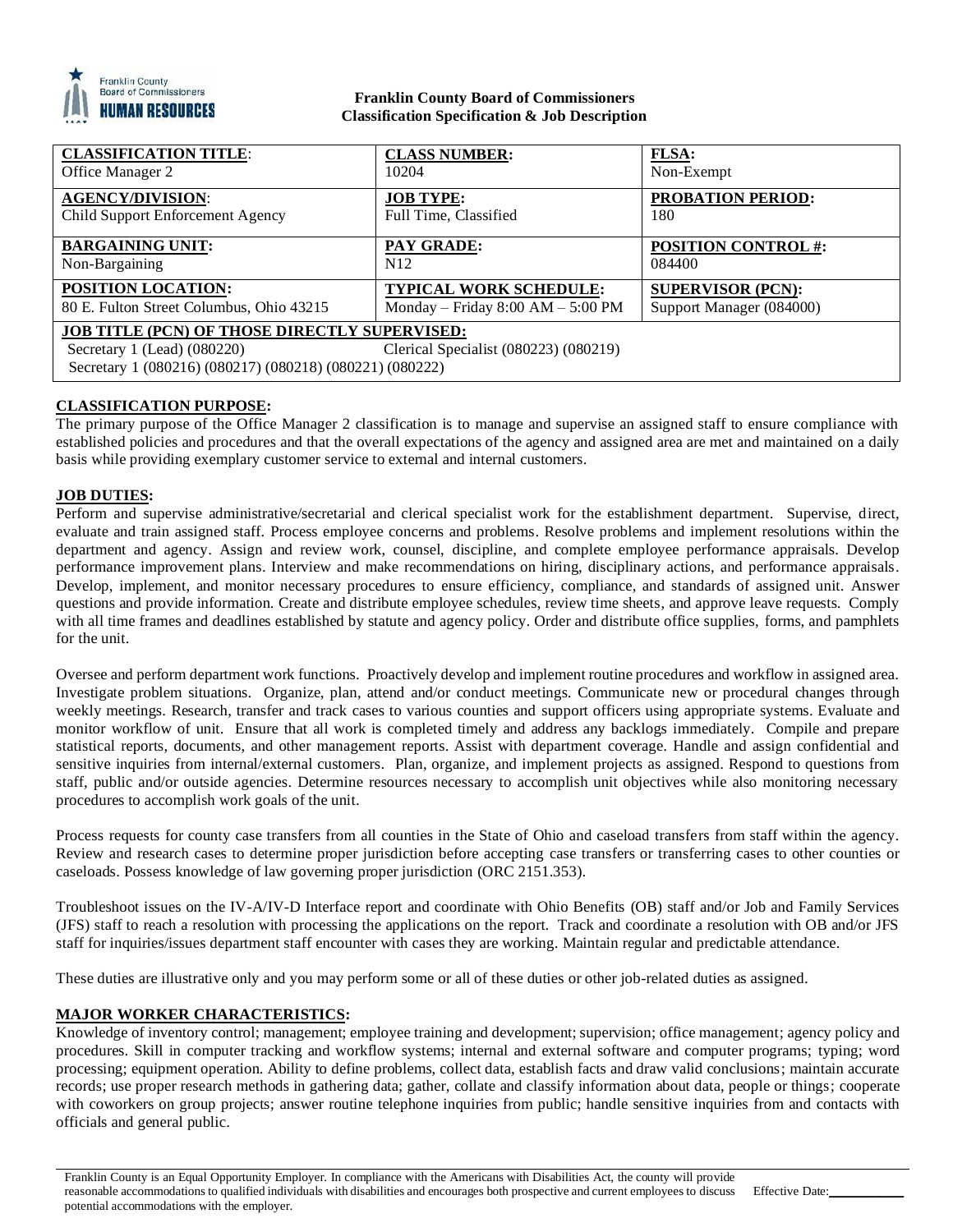**Franklin County Board of Commissioners**
**Classification Specification & Job Description**

| CLASSIFICATION TITLE: | CLASS NUMBER: | FLSA: |
|---|---|---|
| Office Manager 2 | 10204 | Non-Exempt |
| **AGENCY/DIVISION:** | **JOB TYPE:** | **PROBATION PERIOD:** |
| Child Support Enforcement Agency | Full Time, Classified | 180 |
| **BARGAINING UNIT:** | **PAY GRADE:** | **POSITION CONTROL #:** |
| Non-Bargaining | N12 | 084400 |
| **POSITION LOCATION:** | **TYPICAL WORK SCHEDULE:** | **SUPERVISOR (PCN):** |
| 80 E. Fulton Street Columbus, Ohio 43215 | Monday – Friday 8:00 AM – 5:00 PM | Support Manager (084000) |
| **JOB TITLE (PCN) OF THOSE DIRECTLY SUPERVISED:** | | |
| Secretary 1 (Lead) (080220) | Clerical Specialist (080223) (080219) | |
| Secretary 1 (080216) (080217) (080218) (080221) (080222) | | |

## CLASSIFICATION PURPOSE:

The primary purpose of the Office Manager 2 classification is to manage and supervise an assigned staff to ensure compliance with established policies and procedures and that the overall expectations of the agency and assigned area are met and maintained on a daily basis while providing exemplary customer service to external and internal customers.

## JOB DUTIES:

Perform and supervise administrative/secretarial and clerical specialist work for the establishment department. Supervise, direct, evaluate and train assigned staff. Process employee concerns and problems. Resolve problems and implement resolutions within the department and agency. Assign and review work, counsel, discipline, and complete employee performance appraisals. Develop performance improvement plans. Interview and make recommendations on hiring, disciplinary actions, and performance appraisals. Develop, implement, and monitor necessary procedures to ensure efficiency, compliance, and standards of assigned unit. Answer questions and provide information. Create and distribute employee schedules, review time sheets, and approve leave requests. Comply with all time frames and deadlines established by statute and agency policy. Order and distribute office supplies, forms, and pamphlets for the unit.

Oversee and perform department work functions. Proactively develop and implement routine procedures and workflow in assigned area. Investigate problem situations. Organize, plan, attend and/or conduct meetings. Communicate new or procedural changes through weekly meetings. Research, transfer and track cases to various counties and support officers using appropriate systems. Evaluate and monitor workflow of unit. Ensure that all work is completed timely and address any backlogs immediately. Compile and prepare statistical reports, documents, and other management reports. Assist with department coverage. Handle and assign confidential and sensitive inquiries from internal/external customers. Plan, organize, and implement projects as assigned. Respond to questions from staff, public and/or outside agencies. Determine resources necessary to accomplish unit objectives while also monitoring necessary procedures to accomplish work goals of the unit.

Process requests for county case transfers from all counties in the State of Ohio and caseload transfers from staff within the agency. Review and research cases to determine proper jurisdiction before accepting case transfers or transferring cases to other counties or caseloads. Possess knowledge of law governing proper jurisdiction (ORC 2151.353).

Troubleshoot issues on the IV-A/IV-D Interface report and coordinate with Ohio Benefits (OB) staff and/or Job and Family Services (JFS) staff to reach a resolution with processing the applications on the report. Track and coordinate a resolution with OB and/or JFS staff for inquiries/issues department staff encounter with cases they are working. Maintain regular and predictable attendance.

These duties are illustrative only and you may perform some or all of these duties or other job-related duties as assigned.

## MAJOR WORKER CHARACTERISTICS:

Knowledge of inventory control; management; employee training and development; supervision; office management; agency policy and procedures. Skill in computer tracking and workflow systems; internal and external software and computer programs; typing; word processing; equipment operation. Ability to define problems, collect data, establish facts and draw valid conclusions; maintain accurate records; use proper research methods in gathering data; gather, collate and classify information about data, people or things; cooperate with coworkers on group projects; answer routine telephone inquiries from public; handle sensitive inquiries from and contacts with officials and general public.

Franklin County is an Equal Opportunity Employer. In compliance with the Americans with Disabilities Act, the county will provide reasonable accommodations to qualified individuals with disabilities and encourages both prospective and current employees to discuss potential accommodations with the employer. Effective Date:___________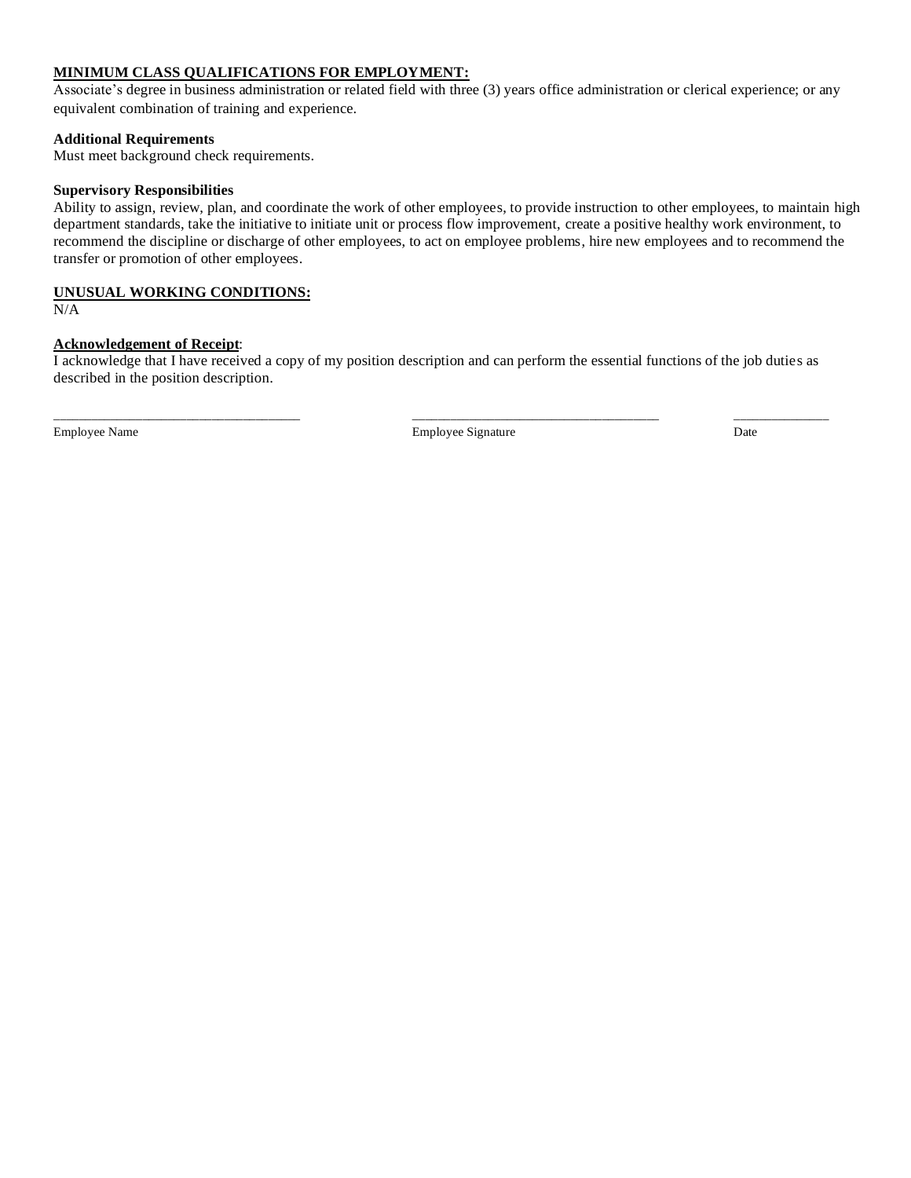**MINIMUM CLASS QUALIFICATIONS FOR EMPLOYMENT:**

Associate's degree in business administration or related field with three (3) years office administration or clerical experience; or any equivalent combination of training and experience.

**Additional Requirements**

Must meet background check requirements.

**Supervisory Responsibilities**

Ability to assign, review, plan, and coordinate the work of other employees, to provide instruction to other employees, to maintain high department standards, take the initiative to initiate unit or process flow improvement, create a positive healthy work environment, to recommend the discipline or discharge of other employees, to act on employee problems, hire new employees and to recommend the transfer or promotion of other employees.

**UNUSUAL WORKING CONDITIONS:**

N/A

**Acknowledgement of Receipt**:

I acknowledge that I have received a copy of my position description and can perform the essential functions of the job duties as described in the position description.

| | | |
|---|---|---|
| ____________________________________ | ____________________________________ | ______________ |
| Employee Name | Employee Signature | Date |